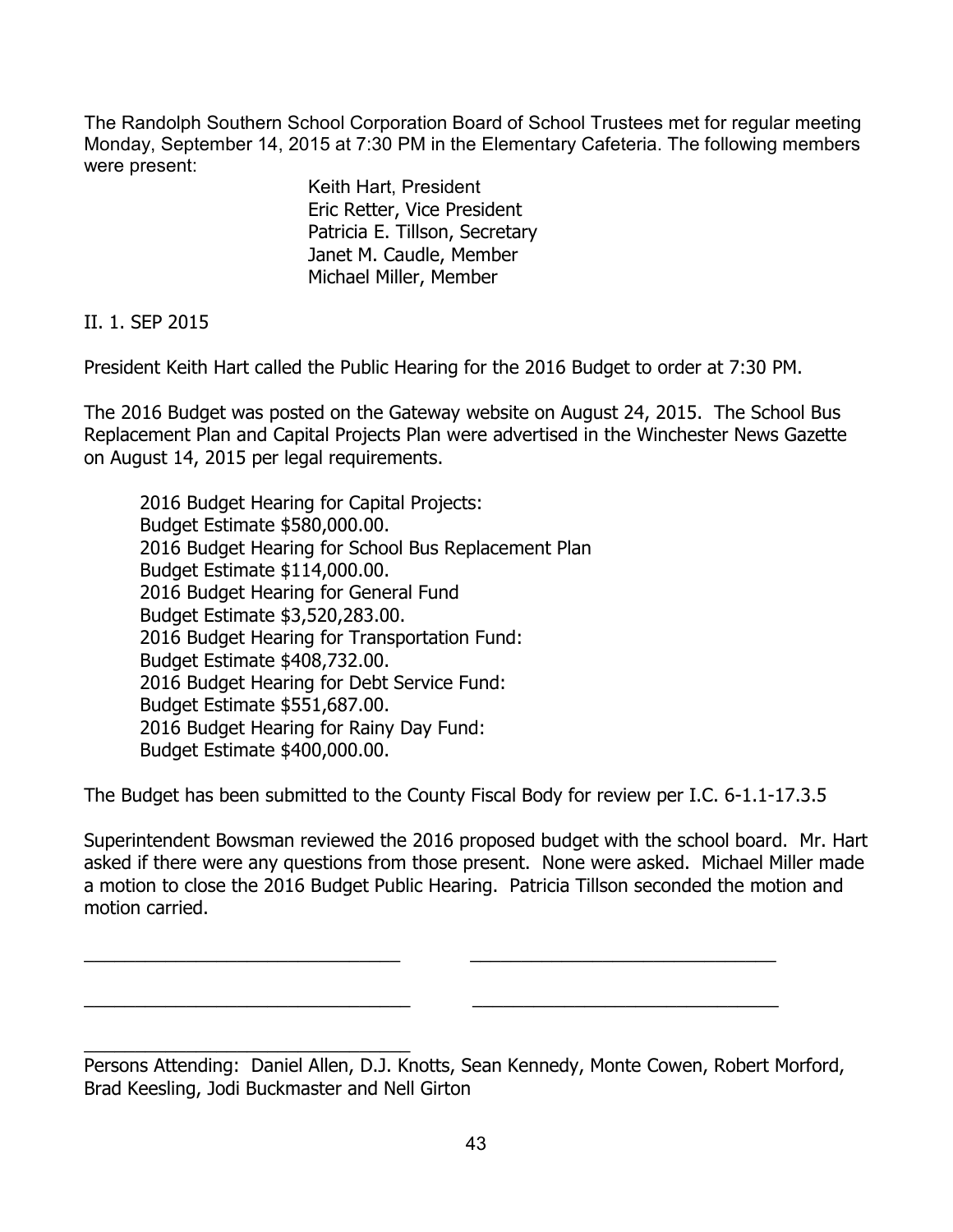The Randolph Southern School Corporation Board of School Trustees met for regular meeting Monday, September 14, 2015 at 7:30 PM in the Elementary Cafeteria. The following members were present:

Keith Hart, President
Eric Retter, Vice President
Patricia E. Tillson, Secretary
Janet M. Caudle, Member
Michael Miller, Member

II. 1. SEP 2015

President Keith Hart called the Public Hearing for the 2016 Budget to order at 7:30 PM.

The 2016 Budget was posted on the Gateway website on August 24, 2015. The School Bus Replacement Plan and Capital Projects Plan were advertised in the Winchester News Gazette on August 14, 2015 per legal requirements.

2016 Budget Hearing for Capital Projects:
Budget Estimate $580,000.00.
2016 Budget Hearing for School Bus Replacement Plan
Budget Estimate $114,000.00.
2016 Budget Hearing for General Fund
Budget Estimate $3,520,283.00.
2016 Budget Hearing for Transportation Fund:
Budget Estimate $408,732.00.
2016 Budget Hearing for Debt Service Fund:
Budget Estimate $551,687.00.
2016 Budget Hearing for Rainy Day Fund:
Budget Estimate $400,000.00.

The Budget has been submitted to the County Fiscal Body for review per I.C. 6-1.1-17.3.5

Superintendent Bowsman reviewed the 2016 proposed budget with the school board. Mr. Hart asked if there were any questions from those present. None were asked. Michael Miller made a motion to close the 2016 Budget Public Hearing. Patricia Tillson seconded the motion and motion carried.

\_\_\_\_\_\_\_\_\_\_\_\_\_\_\_\_\_\_\_\_\_\_\_\_\_\_\_\_\_\_ \_\_\_\_\_\_\_\_\_\_\_\_\_\_\_\_\_\_\_\_\_\_\_\_\_\_\_\_\_\_

\_\_\_\_\_\_\_\_\_\_\_\_\_\_\_\_\_\_\_\_\_\_\_\_\_\_\_\_\_\_ \_\_\_\_\_\_\_\_\_\_\_\_\_\_\_\_\_\_\_\_\_\_\_\_\_\_\_\_\_\_

\_\_\_\_\_\_\_\_\_\_\_\_\_\_\_\_\_\_\_\_\_\_\_\_\_\_\_\_\_\_

Persons Attending: Daniel Allen, D.J. Knotts, Sean Kennedy, Monte Cowen, Robert Morford, Brad Keesling, Jodi Buckmaster and Nell Girton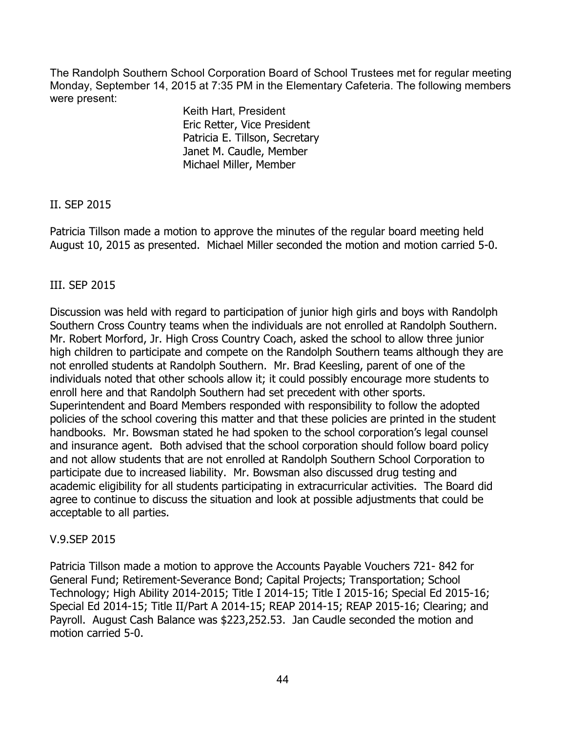The Randolph Southern School Corporation Board of School Trustees met for regular meeting Monday, September 14, 2015 at 7:35 PM in the Elementary Cafeteria. The following members were present:

Keith Hart, President
Eric Retter, Vice President
Patricia E. Tillson, Secretary
Janet M. Caudle, Member
Michael Miller, Member

II. SEP 2015

Patricia Tillson made a motion to approve the minutes of the regular board meeting held August 10, 2015 as presented. Michael Miller seconded the motion and motion carried 5-0.

III. SEP 2015

Discussion was held with regard to participation of junior high girls and boys with Randolph Southern Cross Country teams when the individuals are not enrolled at Randolph Southern. Mr. Robert Morford, Jr. High Cross Country Coach, asked the school to allow three junior high children to participate and compete on the Randolph Southern teams although they are not enrolled students at Randolph Southern. Mr. Brad Keesling, parent of one of the individuals noted that other schools allow it; it could possibly encourage more students to enroll here and that Randolph Southern had set precedent with other sports. Superintendent and Board Members responded with responsibility to follow the adopted policies of the school covering this matter and that these policies are printed in the student handbooks. Mr. Bowsman stated he had spoken to the school corporation's legal counsel and insurance agent. Both advised that the school corporation should follow board policy and not allow students that are not enrolled at Randolph Southern School Corporation to participate due to increased liability. Mr. Bowsman also discussed drug testing and academic eligibility for all students participating in extracurricular activities. The Board did agree to continue to discuss the situation and look at possible adjustments that could be acceptable to all parties.

V.9.SEP 2015

Patricia Tillson made a motion to approve the Accounts Payable Vouchers 721- 842 for General Fund; Retirement-Severance Bond; Capital Projects; Transportation; School Technology; High Ability 2014-2015; Title I 2014-15; Title I 2015-16; Special Ed 2015-16; Special Ed 2014-15; Title II/Part A 2014-15; REAP 2014-15; REAP 2015-16; Clearing; and Payroll. August Cash Balance was $223,252.53. Jan Caudle seconded the motion and motion carried 5-0.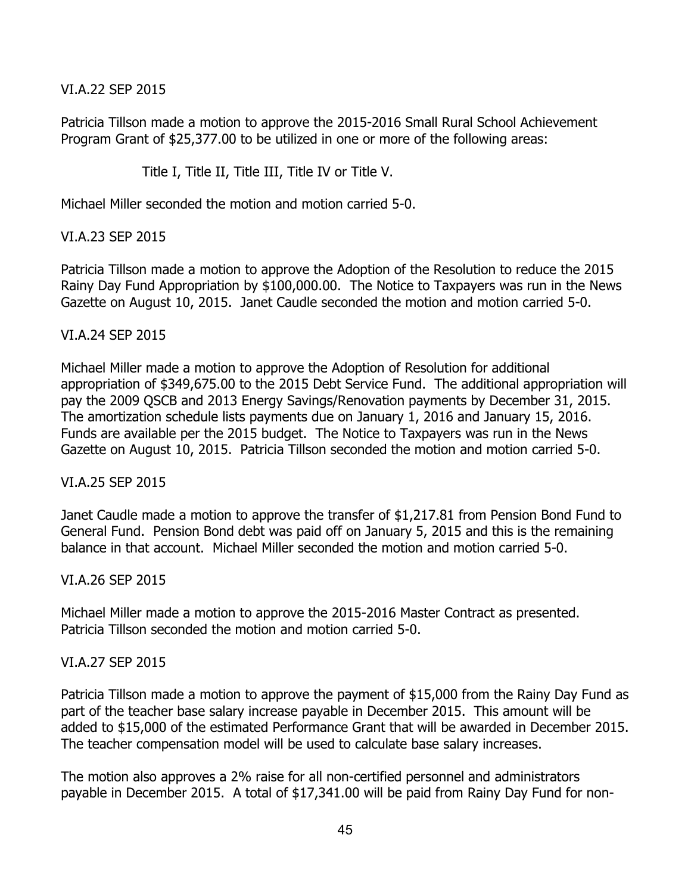VI.A.22 SEP 2015

Patricia Tillson made a motion to approve the 2015-2016 Small Rural School Achievement Program Grant of $25,377.00 to be utilized in one or more of the following areas:

Title I, Title II, Title III, Title IV or Title V.

Michael Miller seconded the motion and motion carried 5-0.

VI.A.23 SEP 2015

Patricia Tillson made a motion to approve the Adoption of the Resolution to reduce the 2015 Rainy Day Fund Appropriation by $100,000.00. The Notice to Taxpayers was run in the News Gazette on August 10, 2015. Janet Caudle seconded the motion and motion carried 5-0.

VI.A.24 SEP 2015

Michael Miller made a motion to approve the Adoption of Resolution for additional appropriation of $349,675.00 to the 2015 Debt Service Fund. The additional appropriation will pay the 2009 QSCB and 2013 Energy Savings/Renovation payments by December 31, 2015. The amortization schedule lists payments due on January 1, 2016 and January 15, 2016. Funds are available per the 2015 budget. The Notice to Taxpayers was run in the News Gazette on August 10, 2015. Patricia Tillson seconded the motion and motion carried 5-0.

VI.A.25 SEP 2015

Janet Caudle made a motion to approve the transfer of $1,217.81 from Pension Bond Fund to General Fund. Pension Bond debt was paid off on January 5, 2015 and this is the remaining balance in that account. Michael Miller seconded the motion and motion carried 5-0.

VI.A.26 SEP 2015

Michael Miller made a motion to approve the 2015-2016 Master Contract as presented. Patricia Tillson seconded the motion and motion carried 5-0.

VI.A.27 SEP 2015

Patricia Tillson made a motion to approve the payment of $15,000 from the Rainy Day Fund as part of the teacher base salary increase payable in December 2015. This amount will be added to $15,000 of the estimated Performance Grant that will be awarded in December 2015. The teacher compensation model will be used to calculate base salary increases.

The motion also approves a 2% raise for all non-certified personnel and administrators payable in December 2015. A total of $17,341.00 will be paid from Rainy Day Fund for non-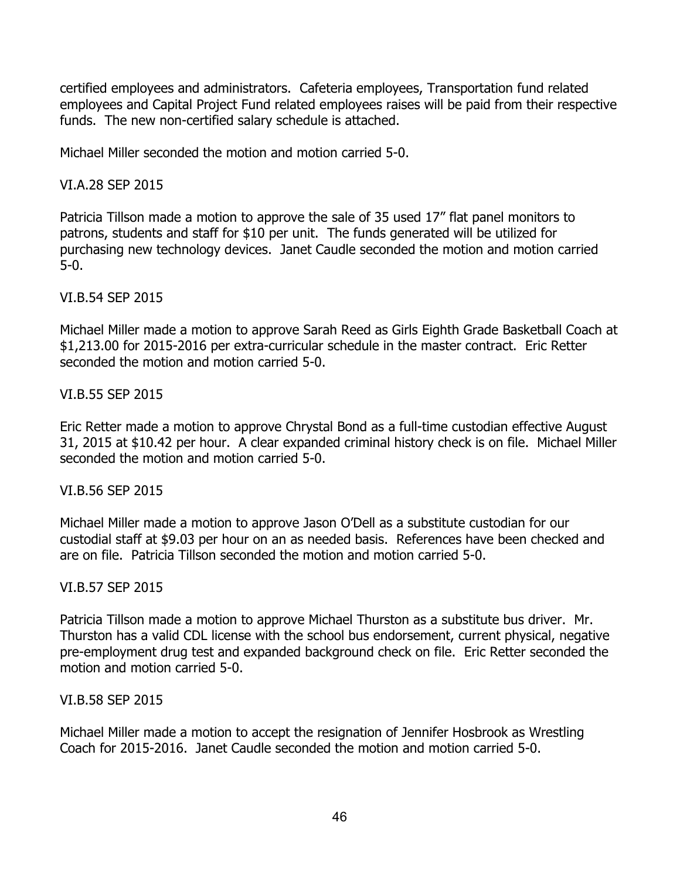certified employees and administrators. Cafeteria employees, Transportation fund related employees and Capital Project Fund related employees raises will be paid from their respective funds. The new non-certified salary schedule is attached.

Michael Miller seconded the motion and motion carried 5-0.

VI.A.28 SEP 2015

Patricia Tillson made a motion to approve the sale of 35 used 17" flat panel monitors to patrons, students and staff for $10 per unit. The funds generated will be utilized for purchasing new technology devices. Janet Caudle seconded the motion and motion carried 5-0.

VI.B.54 SEP 2015

Michael Miller made a motion to approve Sarah Reed as Girls Eighth Grade Basketball Coach at $1,213.00 for 2015-2016 per extra-curricular schedule in the master contract. Eric Retter seconded the motion and motion carried 5-0.

VI.B.55 SEP 2015

Eric Retter made a motion to approve Chrystal Bond as a full-time custodian effective August 31, 2015 at $10.42 per hour. A clear expanded criminal history check is on file. Michael Miller seconded the motion and motion carried 5-0.

VI.B.56 SEP 2015

Michael Miller made a motion to approve Jason O'Dell as a substitute custodian for our custodial staff at $9.03 per hour on an as needed basis. References have been checked and are on file. Patricia Tillson seconded the motion and motion carried 5-0.

VI.B.57 SEP 2015

Patricia Tillson made a motion to approve Michael Thurston as a substitute bus driver. Mr. Thurston has a valid CDL license with the school bus endorsement, current physical, negative pre-employment drug test and expanded background check on file. Eric Retter seconded the motion and motion carried 5-0.

VI.B.58 SEP 2015

Michael Miller made a motion to accept the resignation of Jennifer Hosbrook as Wrestling Coach for 2015-2016. Janet Caudle seconded the motion and motion carried 5-0.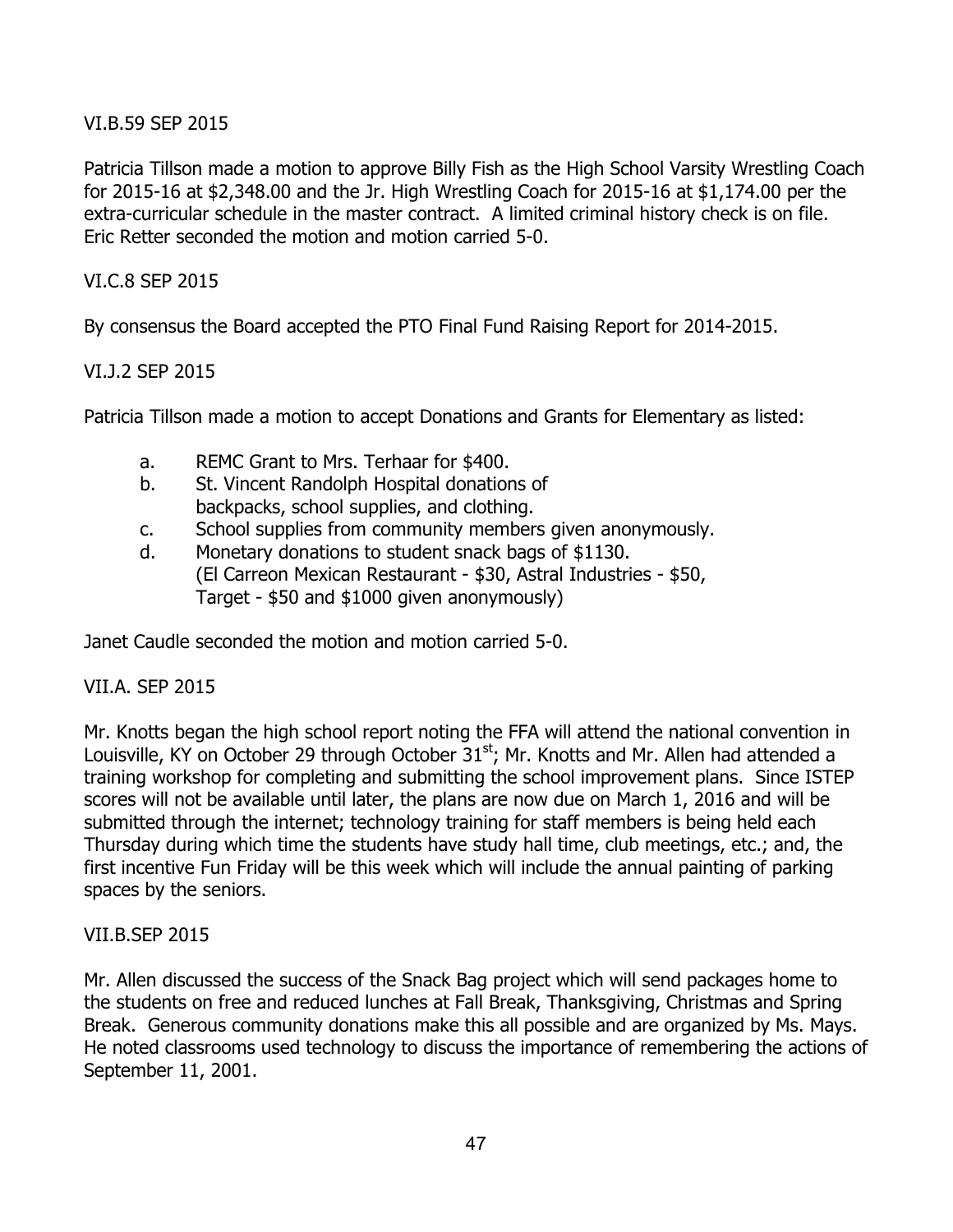VI.B.59 SEP 2015

Patricia Tillson made a motion to approve Billy Fish as the High School Varsity Wrestling Coach for 2015-16 at $2,348.00 and the Jr. High Wrestling Coach for 2015-16 at $1,174.00 per the extra-curricular schedule in the master contract. A limited criminal history check is on file. Eric Retter seconded the motion and motion carried 5-0.

VI.C.8 SEP 2015

By consensus the Board accepted the PTO Final Fund Raising Report for 2014-2015.

VI.J.2 SEP 2015

Patricia Tillson made a motion to accept Donations and Grants for Elementary as listed:

a. REMC Grant to Mrs. Terhaar for $400.
b. St. Vincent Randolph Hospital donations of backpacks, school supplies, and clothing.
c. School supplies from community members given anonymously.
d. Monetary donations to student snack bags of $1130. (El Carreon Mexican Restaurant - $30, Astral Industries - $50, Target - $50 and $1000 given anonymously)

Janet Caudle seconded the motion and motion carried 5-0.

VII.A. SEP 2015

Mr. Knotts began the high school report noting the FFA will attend the national convention in Louisville, KY on October 29 through October 31st; Mr. Knotts and Mr. Allen had attended a training workshop for completing and submitting the school improvement plans. Since ISTEP scores will not be available until later, the plans are now due on March 1, 2016 and will be submitted through the internet; technology training for staff members is being held each Thursday during which time the students have study hall time, club meetings, etc.; and, the first incentive Fun Friday will be this week which will include the annual painting of parking spaces by the seniors.

VII.B.SEP 2015

Mr. Allen discussed the success of the Snack Bag project which will send packages home to the students on free and reduced lunches at Fall Break, Thanksgiving, Christmas and Spring Break. Generous community donations make this all possible and are organized by Ms. Mays. He noted classrooms used technology to discuss the importance of remembering the actions of September 11, 2001.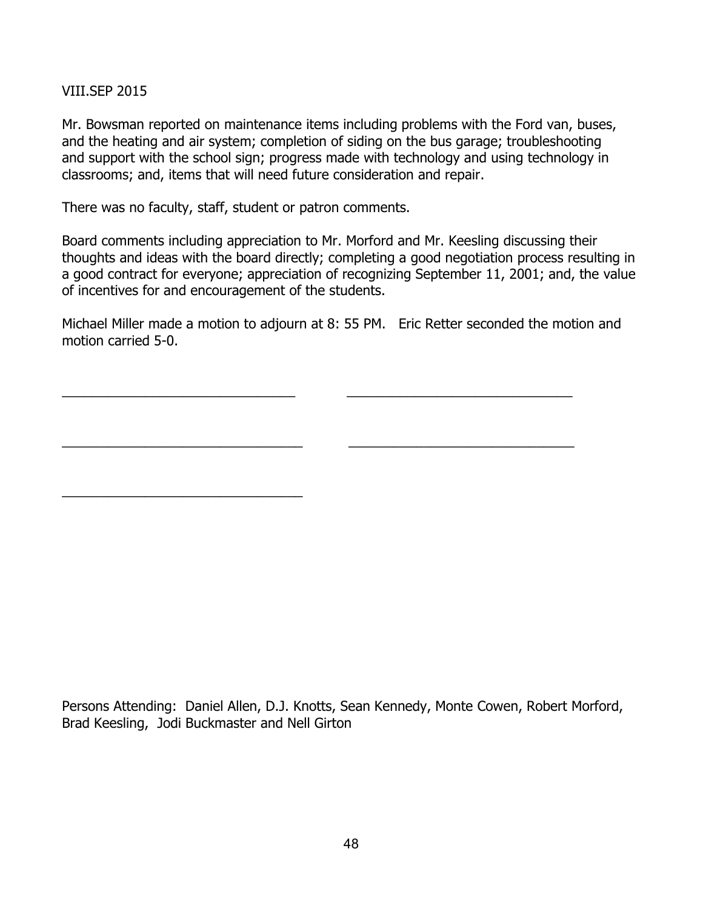VIII.SEP 2015

Mr. Bowsman reported on maintenance items including problems with the Ford van, buses, and the heating and air system; completion of siding on the bus garage; troubleshooting and support with the school sign; progress made with technology and using technology in classrooms; and, items that will need future consideration and repair.

There was no faculty, staff, student or patron comments.

Board comments including appreciation to Mr. Morford and Mr. Keesling discussing their thoughts and ideas with the board directly; completing a good negotiation process resulting in a good contract for everyone; appreciation of recognizing September 11, 2001; and, the value of incentives for and encouragement of the students.

Michael Miller made a motion to adjourn at 8: 55 PM. Eric Retter seconded the motion and motion carried 5-0.

_______________________________ _______________________________

_______________________________ _______________________________

_______________________________

Persons Attending: Daniel Allen, D.J. Knotts, Sean Kennedy, Monte Cowen, Robert Morford, Brad Keesling, Jodi Buckmaster and Nell Girton